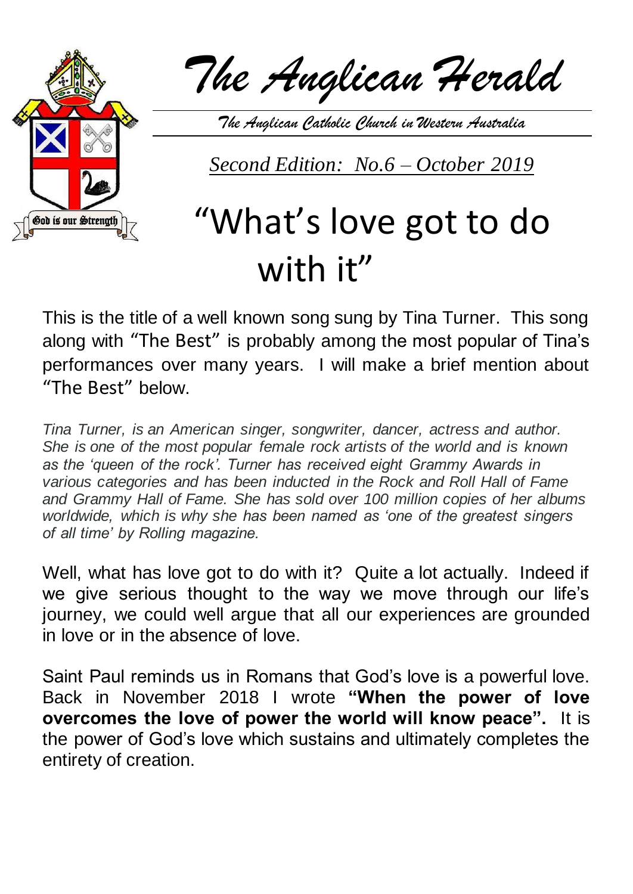# *The Anglican Herald*

*The Anglican Catholic Church in Western Australia*

*Second Edition: No.6 – October 2019*

God is our Strength

# "What's love got to do with it"

This is the title of a well known song sung by Tina Turner. This song along with "The Best" is probably among the most popular of Tina's performances over many years. I will make a brief mention about "The Best" below.

*Tina Turner, is an American singer, songwriter, dancer, actress and author. She is one of the most popular female rock artists of the world and is known as the 'queen of the rock'. Turner has received eight Grammy Awards in various categories and has been inducted in the Rock and Roll Hall of Fame and Grammy Hall of Fame. She has sold over 100 million copies of her albums worldwide, which is why she has been named as 'one of the greatest singers of all time' by Rolling magazine.*

Well, what has love got to do with it? Quite a lot actually. Indeed if we give serious thought to the way we move through our life's journey, we could well argue that all our experiences are grounded in love or in the absence of love.

Saint Paul reminds us in Romans that God's love is a powerful love. Back in November 2018 I wrote **"When the power of love overcomes the love of power the world will know peace".** It is the power of God's love which sustains and ultimately completes the entirety of creation.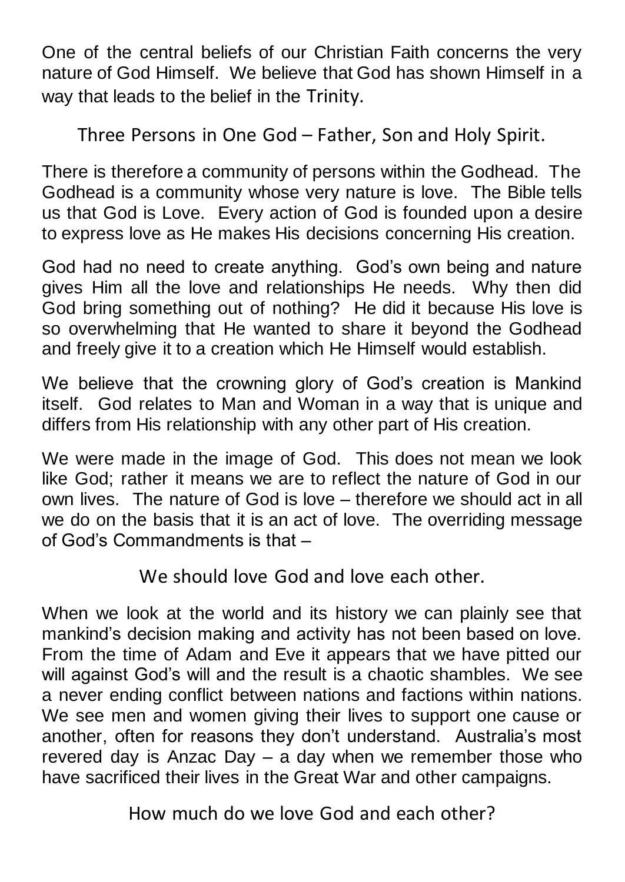One of the central beliefs of our Christian Faith concerns the very nature of God Himself. We believe that God has shown Himself in a way that leads to the belief in the Trinity.

Three Persons in One God – Father, Son and Holy Spirit.

There is therefore a community of persons within the Godhead. The Godhead is a community whose very nature is love. The Bible tells us that God is Love. Every action of God is founded upon a desire to express love as He makes His decisions concerning His creation.

God had no need to create anything. God's own being and nature gives Him all the love and relationships He needs. Why then did God bring something out of nothing? He did it because His love is so overwhelming that He wanted to share it beyond the Godhead and freely give it to a creation which He Himself would establish.

We believe that the crowning glory of God's creation is Mankind itself. God relates to Man and Woman in a way that is unique and differs from His relationship with any other part of His creation.

We were made in the image of God. This does not mean we look like God; rather it means we are to reflect the nature of God in our own lives. The nature of God is love – therefore we should act in all we do on the basis that it is an act of love. The overriding message of God's Commandments is that –

We should love God and love each other.

When we look at the world and its history we can plainly see that mankind's decision making and activity has not been based on love. From the time of Adam and Eve it appears that we have pitted our will against God's will and the result is a chaotic shambles. We see a never ending conflict between nations and factions within nations. We see men and women giving their lives to support one cause or another, often for reasons they don't understand. Australia's most revered day is Anzac Day – a day when we remember those who have sacrificed their lives in the Great War and other campaigns.

How much do we love God and each other?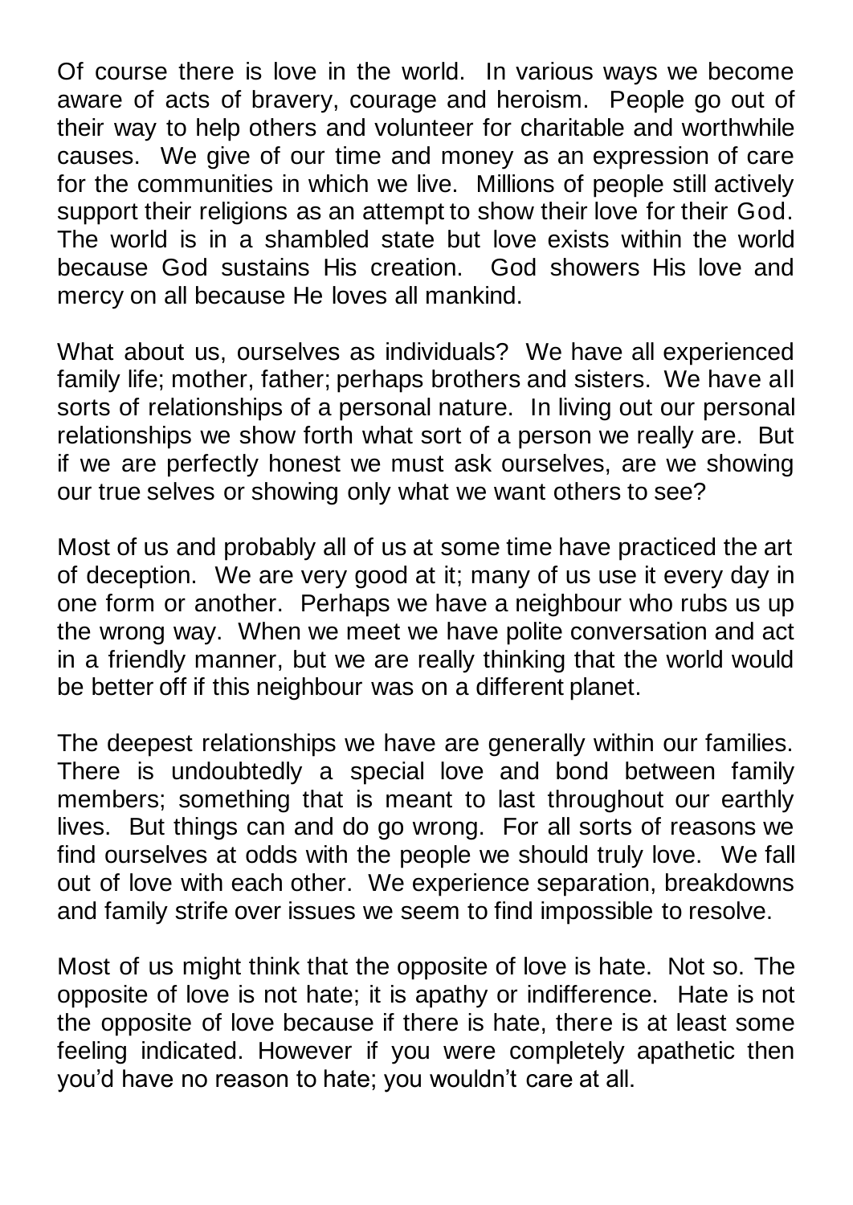Of course there is love in the world. In various ways we become aware of acts of bravery, courage and heroism. People go out of their way to help others and volunteer for charitable and worthwhile causes. We give of our time and money as an expression of care for the communities in which we live. Millions of people still actively support their religions as an attempt to show their love for their God. The world is in a shambled state but love exists within the world because God sustains His creation. God showers His love and mercy on all because He loves all mankind.

What about us, ourselves as individuals? We have all experienced family life; mother, father; perhaps brothers and sisters. We have all sorts of relationships of a personal nature. In living out our personal relationships we show forth what sort of a person we really are. But if we are perfectly honest we must ask ourselves, are we showing our true selves or showing only what we want others to see?

Most of us and probably all of us at some time have practiced the art of deception. We are very good at it; many of us use it every day in one form or another. Perhaps we have a neighbour who rubs us up the wrong way. When we meet we have polite conversation and act in a friendly manner, but we are really thinking that the world would be better off if this neighbour was on a different planet.

The deepest relationships we have are generally within our families. There is undoubtedly a special love and bond between family members; something that is meant to last throughout our earthly lives. But things can and do go wrong. For all sorts of reasons we find ourselves at odds with the people we should truly love. We fall out of love with each other. We experience separation, breakdowns and family strife over issues we seem to find impossible to resolve.

Most of us might think that the opposite of love is hate. Not so. The opposite of love is not hate; it is apathy or indifference. Hate is not the opposite of love because if there is hate, there is at least some feeling indicated. However if you were completely apathetic then you'd have no reason to hate; you wouldn't care at all.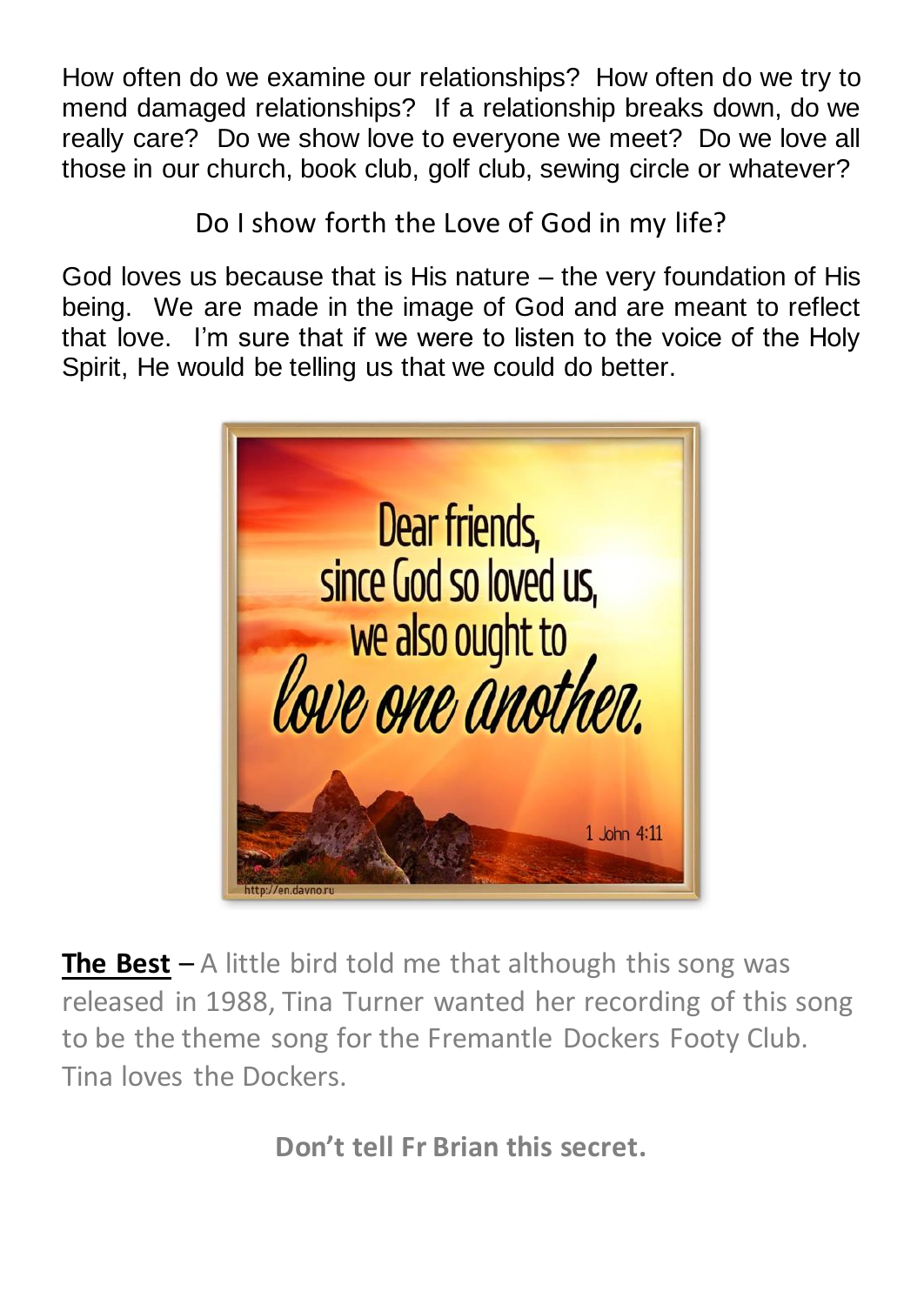How often do we examine our relationships? How often do we try to mend damaged relationships? If a relationship breaks down, do we really care? Do we show love to everyone we meet? Do we love all those in our church, book club, golf club, sewing circle or whatever?

Do I show forth the Love of God in my life?

God loves us because that is His nature – the very foundation of His being. We are made in the image of God and are meant to reflect that love. I'm sure that if we were to listen to the voice of the Holy Spirit, He would be telling us that we could do better.

Dear friends,
since God so loved us,
we also ought to
*love one another.*

1 John 4:11

http://en.davno.ru

**The Best** – A little bird told me that although this song was released in 1988, Tina Turner wanted her recording of this song to be the theme song for the Fremantle Dockers Footy Club. Tina loves the Dockers.

**Don't tell Fr Brian this secret.**